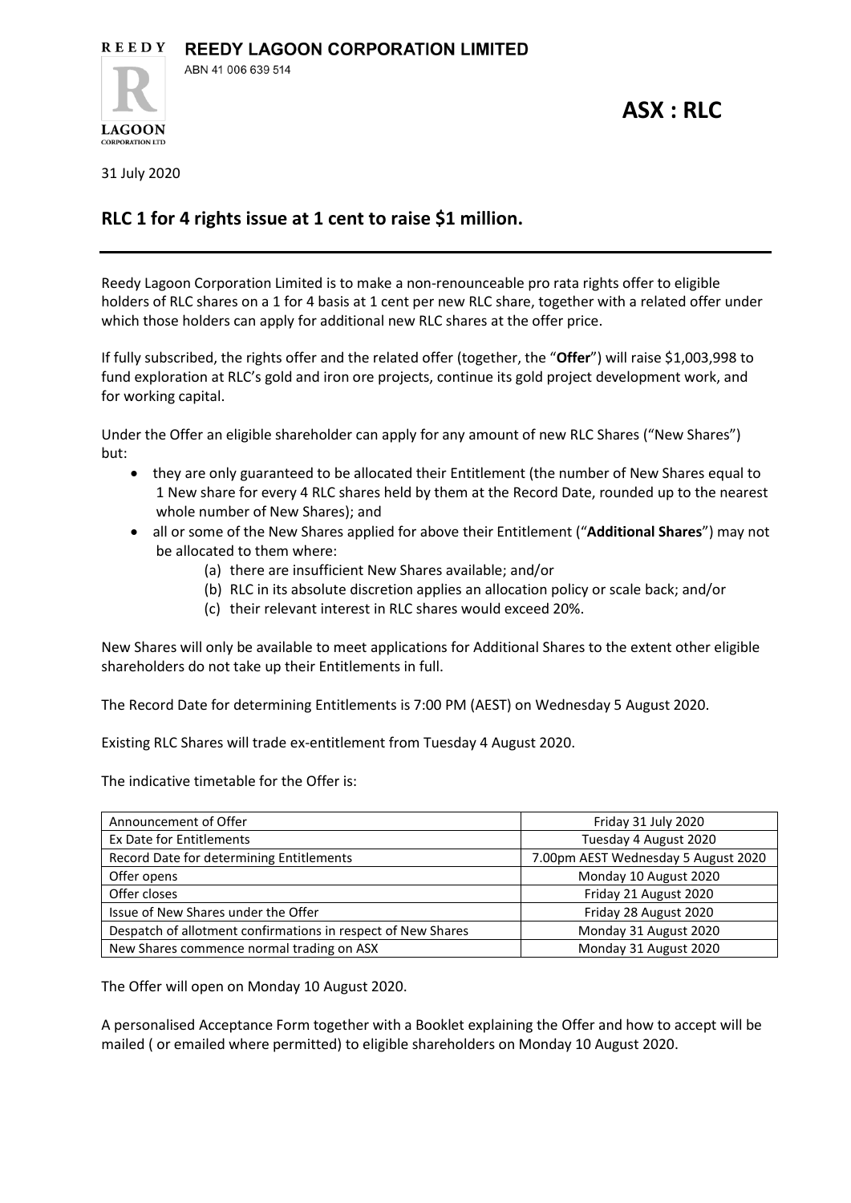**REEDY LAGOON CORPORATION LIMITED**

ABN 41 006 639 514

**ASX : RLC**

31 July 2020

## RLC 1 for 4 rights issue at 1 cent to raise $1 million.

Reedy Lagoon Corporation Limited is to make a non-renounceable pro rata rights offer to eligible holders of RLC shares on a 1 for 4 basis at 1 cent per new RLC share, together with a related offer under which those holders can apply for additional new RLC shares at the offer price.

If fully subscribed, the rights offer and the related offer (together, the "**Offer**") will raise $1,003,998 to fund exploration at RLC's gold and iron ore projects, continue its gold project development work, and for working capital.

Under the Offer an eligible shareholder can apply for any amount of new RLC Shares ("New Shares") but:

- they are only guaranteed to be allocated their Entitlement (the number of New Shares equal to 1 New share for every 4 RLC shares held by them at the Record Date, rounded up to the nearest whole number of New Shares); and
- all or some of the New Shares applied for above their Entitlement ("**Additional Shares**") may not be allocated to them where:
    - (a) there are insufficient New Shares available; and/or
    - (b) RLC in its absolute discretion applies an allocation policy or scale back; and/or
    - (c) their relevant interest in RLC shares would exceed 20%.

New Shares will only be available to meet applications for Additional Shares to the extent other eligible shareholders do not take up their Entitlements in full.

The Record Date for determining Entitlements is 7:00 PM (AEST) on Wednesday 5 August 2020.

Existing RLC Shares will trade ex-entitlement from Tuesday 4 August 2020.

The indicative timetable for the Offer is:

| | |
|---|---|
| Announcement of Offer | Friday 31 July 2020 |
| Ex Date for Entitlements | Tuesday 4 August 2020 |
| Record Date for determining Entitlements | 7.00pm AEST Wednesday 5 August 2020 |
| Offer opens | Monday 10 August 2020 |
| Offer closes | Friday 21 August 2020 |
| Issue of New Shares under the Offer | Friday 28 August 2020 |
| Despatch of allotment confirmations in respect of New Shares | Monday 31 August 2020 |
| New Shares commence normal trading on ASX | Monday 31 August 2020 |

The Offer will open on Monday 10 August 2020.

A personalised Acceptance Form together with a Booklet explaining the Offer and how to accept will be mailed ( or emailed where permitted) to eligible shareholders on Monday 10 August 2020.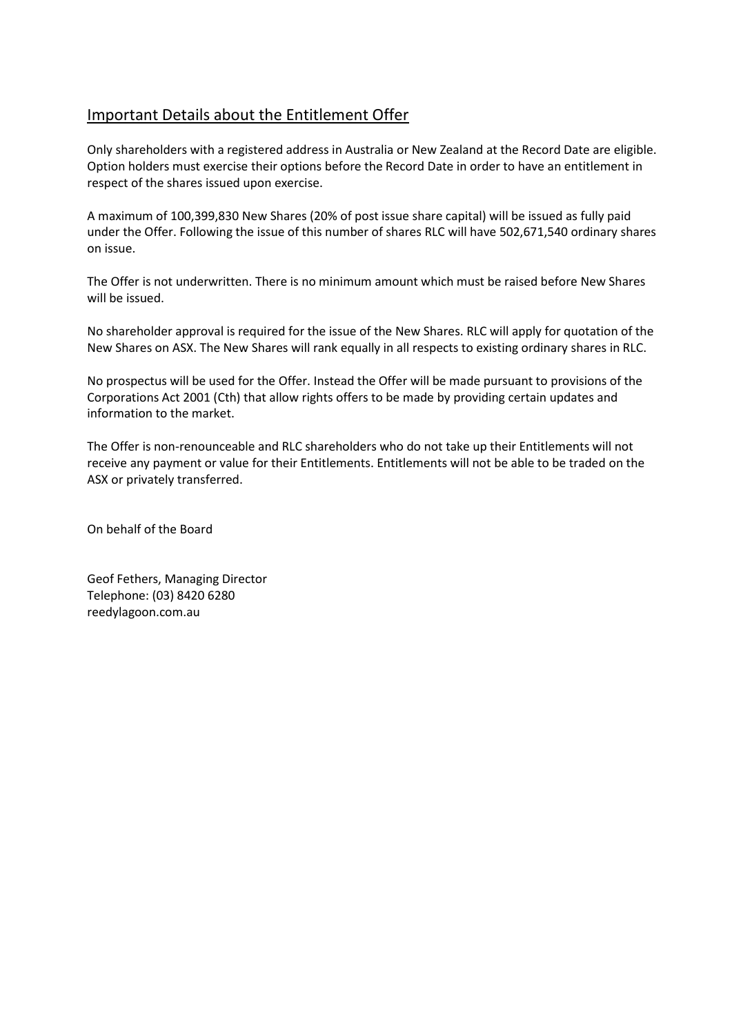## Important Details about the Entitlement Offer

Only shareholders with a registered address in Australia or New Zealand at the Record Date are eligible. Option holders must exercise their options before the Record Date in order to have an entitlement in respect of the shares issued upon exercise.

A maximum of 100,399,830 New Shares (20% of post issue share capital) will be issued as fully paid under the Offer. Following the issue of this number of shares RLC will have 502,671,540 ordinary shares on issue.

The Offer is not underwritten. There is no minimum amount which must be raised before New Shares will be issued.

No shareholder approval is required for the issue of the New Shares. RLC will apply for quotation of the New Shares on ASX. The New Shares will rank equally in all respects to existing ordinary shares in RLC.

No prospectus will be used for the Offer. Instead the Offer will be made pursuant to provisions of the Corporations Act 2001 (Cth) that allow rights offers to be made by providing certain updates and information to the market.

The Offer is non-renounceable and RLC shareholders who do not take up their Entitlements will not receive any payment or value for their Entitlements. Entitlements will not be able to be traded on the ASX or privately transferred.

On behalf of the Board

Geof Fethers, Managing Director
Telephone: (03) 8420 6280
reedylagoon.com.au